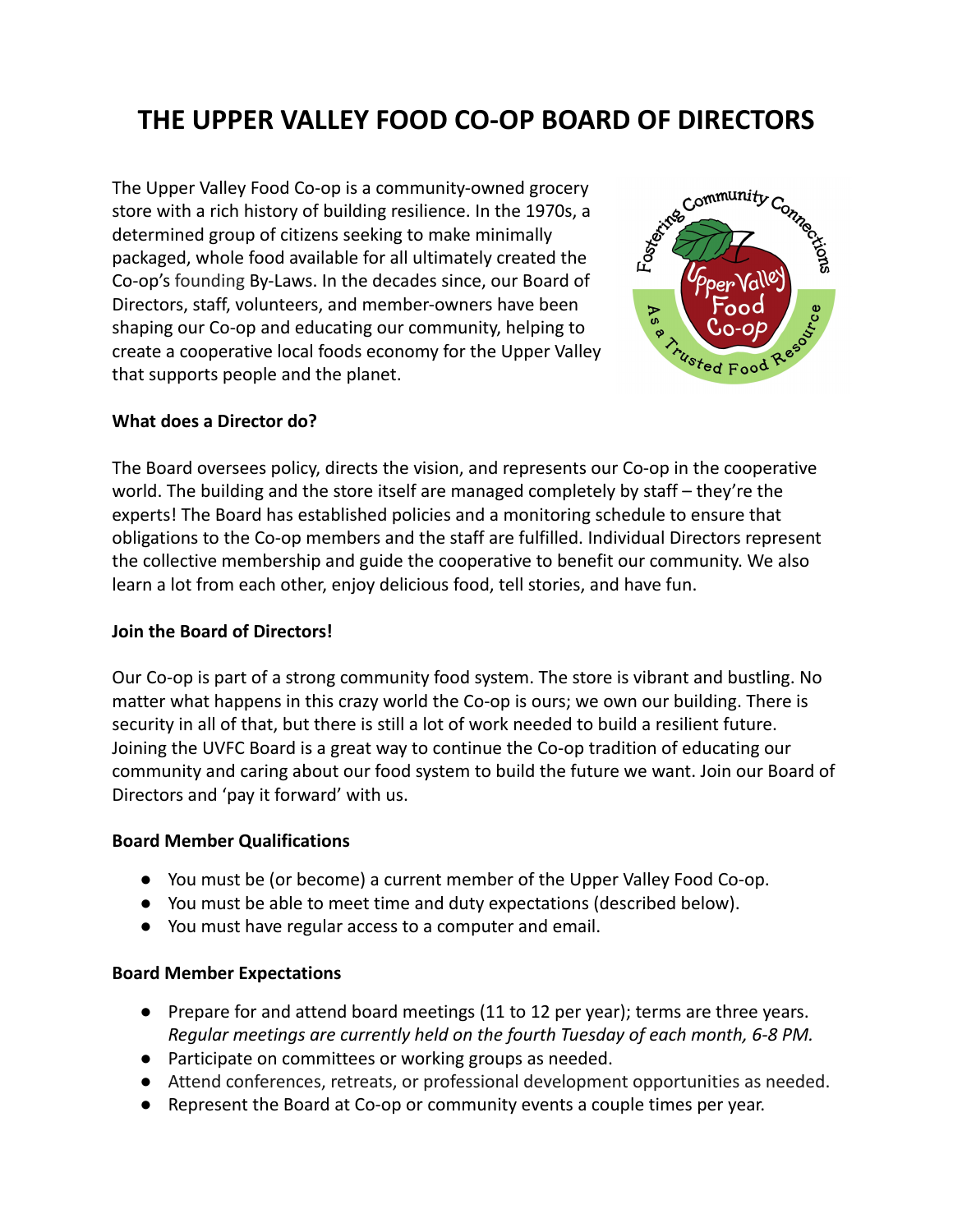# THE UPPER VALLEY FOOD CO-OP BOARD OF DIRECTORS

The Upper Valley Food Co-op is a community-owned grocery store with a rich history of building resilience. In the 1970s, a determined group of citizens seeking to make minimally packaged, whole food available for all ultimately created the Co-op's founding By-Laws. In the decades since, our Board of Directors, staff, volunteers, and member-owners have been shaping our Co-op and educating our community, helping to create a cooperative local foods economy for the Upper Valley that supports people and the planet.

**What does a Director do?**

The Board oversees policy, directs the vision, and represents our Co-op in the cooperative world. The building and the store itself are managed completely by staff – they're the experts! The Board has established policies and a monitoring schedule to ensure that obligations to the Co-op members and the staff are fulfilled. Individual Directors represent the collective membership and guide the cooperative to benefit our community. We also learn a lot from each other, enjoy delicious food, tell stories, and have fun.

**Join the Board of Directors!**

Our Co-op is part of a strong community food system. The store is vibrant and bustling. No matter what happens in this crazy world the Co-op is ours; we own our building. There is security in all of that, but there is still a lot of work needed to build a resilient future. Joining the UVFC Board is a great way to continue the Co-op tradition of educating our community and caring about our food system to build the future we want. Join our Board of Directors and 'pay it forward' with us.

**Board Member Qualifications**

- You must be (or become) a current member of the Upper Valley Food Co-op.
- You must be able to meet time and duty expectations (described below).
- You must have regular access to a computer and email.

**Board Member Expectations**

- Prepare for and attend board meetings (11 to 12 per year); terms are three years. *Regular meetings are currently held on the fourth Tuesday of each month, 6-8 PM.*
- Participate on committees or working groups as needed.
- Attend conferences, retreats, or professional development opportunities as needed.
- Represent the Board at Co-op or community events a couple times per year.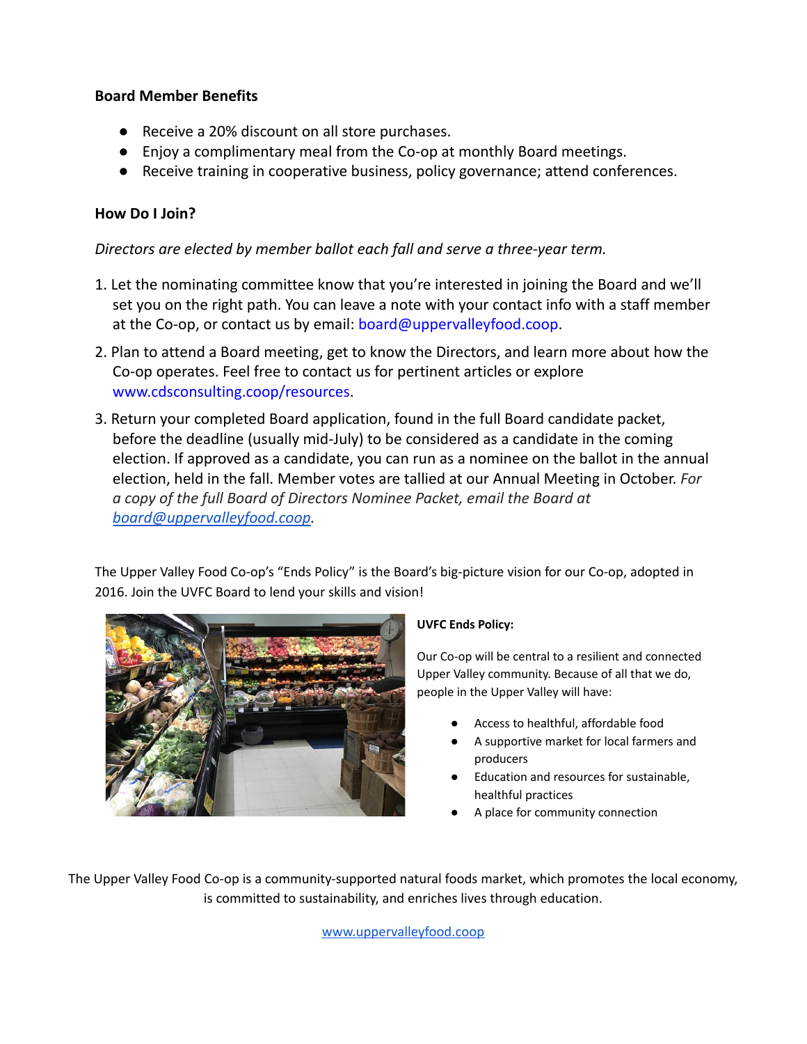### Board Member Benefits

- Receive a 20% discount on all store purchases.
- Enjoy a complimentary meal from the Co-op at monthly Board meetings.
- Receive training in cooperative business, policy governance; attend conferences.

### How Do I Join?

*Directors are elected by member ballot each fall and serve a three-year term.*

1. Let the nominating committee know that you're interested in joining the Board and we'll set you on the right path. You can leave a note with your contact info with a staff member at the Co-op, or contact us by email: board@uppervalleyfood.coop.
2. Plan to attend a Board meeting, get to know the Directors, and learn more about how the Co-op operates. Feel free to contact us for pertinent articles or explore www.cdsconsulting.coop/resources.
3. Return your completed Board application, found in the full Board candidate packet, before the deadline (usually mid-July) to be considered as a candidate in the coming election. If approved as a candidate, you can run as a nominee on the ballot in the annual election, held in the fall. Member votes are tallied at our Annual Meeting in October. *For a copy of the full Board of Directors Nominee Packet, email the Board at board@uppervalleyfood.coop.*

The Upper Valley Food Co-op's "Ends Policy" is the Board's big-picture vision for our Co-op, adopted in 2016. Join the UVFC Board to lend your skills and vision!

**UVFC Ends Policy:**

Our Co-op will be central to a resilient and connected Upper Valley community. Because of all that we do, people in the Upper Valley will have:

- Access to healthful, affordable food
- A supportive market for local farmers and producers
- Education and resources for sustainable, healthful practices
- A place for community connection

The Upper Valley Food Co-op is a community-supported natural foods market, which promotes the local economy, is committed to sustainability, and enriches lives through education.

www.uppervalleyfood.coop